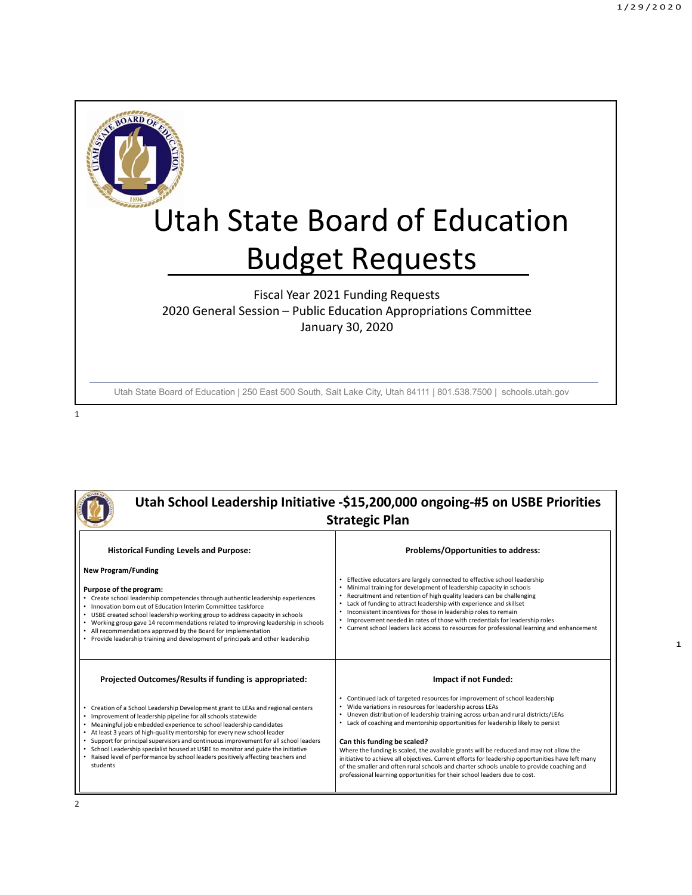# Utah State Board of Education

## Budget Requests

Fiscal Year 2021 Funding Requests
2020 General Session – Public Education Appropriations Committee
January 30, 2020

Utah State Board of Education | 250 East 500 South, Salt Lake City, Utah 84111 | 801.538.7500 | schools.utah.gov

## Utah School Leadership Initiative -$15,200,000 ongoing-#5 on USBE Priorities Strategic Plan

### Historical Funding Levels and Purpose:

**New Program/Funding**

**Purpose of the program:**

- Create school leadership competencies through authentic leadership experiences
- Innovation born out of Education Interim Committee taskforce
- USBE created school leadership working group to address capacity in schools
- Working group gave 14 recommendations related to improving leadership in schools
- All recommendations approved by the Board for implementation
- Provide leadership training and development of principals and other leadership

### Problems/Opportunities to address:

- Effective educators are largely connected to effective school leadership
- Minimal training for development of leadership capacity in schools
- Recruitment and retention of high quality leaders can be challenging
- Lack of funding to attract leadership with experience and skillset
- Inconsistent incentives for those in leadership roles to remain
- Improvement needed in rates of those with credentials for leadership roles
- Current school leaders lack access to resources for professional learning and enhancement

### Projected Outcomes/Results if funding is appropriated:

- Creation of a School Leadership Development grant to LEAs and regional centers
- Improvement of leadership pipeline for all schools statewide
- Meaningful job embedded experience to school leadership candidates
- At least 3 years of high-quality mentorship for every new school leader
- Support for principal supervisors and continuous improvement for all school leaders
- School Leadership specialist housed at USBE to monitor and guide the initiative
- Raised level of performance by school leaders positively affecting teachers and students

### Impact if not Funded:

- Continued lack of targeted resources for improvement of school leadership
- Wide variations in resources for leadership across LEAs
- Uneven distribution of leadership training across urban and rural districts/LEAs
- Lack of coaching and mentorship opportunities for leadership likely to persist

**Can this funding be scaled?**

Where the funding is scaled, the available grants will be reduced and may not allow the initiative to achieve all objectives. Current efforts for leadership opportunities have left many of the smaller and often rural schools and charter schools unable to provide coaching and professional learning opportunities for their school leaders due to cost.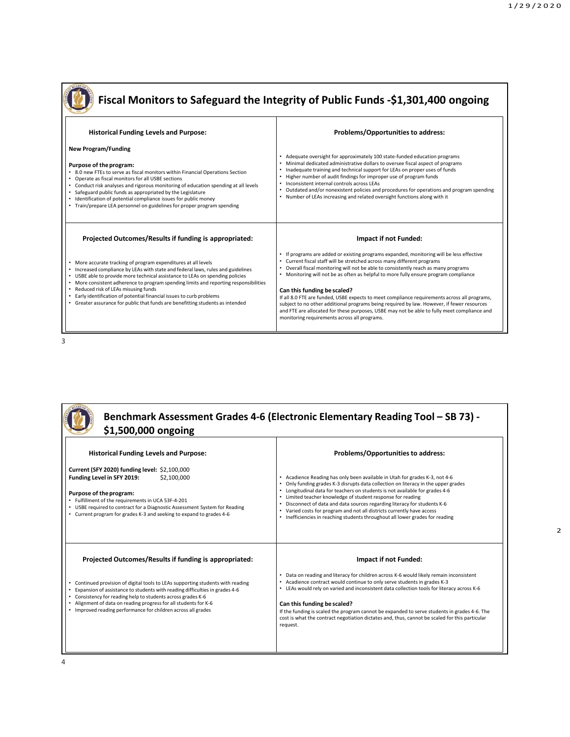## Fiscal Monitors to Safeguard the Integrity of Public Funds -$1,301,400 ongoing

| Historical Funding Levels and Purpose: | Problems/Opportunities to address: |
|---|---|
| **New Program/Funding**<br><br>**Purpose of the program:**<br>• 8.0 new FTEs to serve as fiscal monitors within Financial Operations Section<br>• Operate as fiscal monitors for all USBE sections<br>• Conduct risk analyses and rigorous monitoring of education spending at all levels<br>• Safeguard public funds as appropriated by the Legislature<br>• Identification of potential compliance issues for public money<br>• Train/prepare LEA personnel on guidelines for proper program spending | • Adequate oversight for approximately 100 state-funded education programs<br>• Minimal dedicated administrative dollars to oversee fiscal aspect of programs<br>• Inadequate training and technical support for LEAs on proper uses of funds<br>• Higher number of audit findings for improper use of program funds<br>• Inconsistent internal controls across LEAs<br>• Outdated and/or nonexistent policies and procedures for operations and program spending<br>• Number of LEAs increasing and related oversight functions along with it |
| **Projected Outcomes/Results if funding is appropriated:** | **Impact if not Funded:** |
| • More accurate tracking of program expenditures at all levels<br>• Increased compliance by LEAs with state and federal laws, rules and guidelines<br>• USBE able to provide more technical assistance to LEAs on spending policies<br>• More consistent adherence to program spending limits and reporting responsibilities<br>• Reduced risk of LEAs misusing funds<br>• Early identification of potential financial issues to curb problems<br>• Greater assurance for public that funds are benefitting students as intended | • If programs are added or existing programs expanded, monitoring will be less effective<br>• Current fiscal staff will be stretched across many different programs<br>• Overall fiscal monitoring will not be able to consistently reach as many programs<br>• Monitoring will not be as often as helpful to more fully ensure program compliance<br><br>**Can this funding be scaled?**<br>If all 8.0 FTE are funded, USBE expects to meet compliance requirements across all programs, subject to no other additional programs being required by law. However, if fewer resources and FTE are allocated for these purposes, USBE may not be able to fully meet compliance and monitoring requirements across all programs. |

## Benchmark Assessment Grades 4-6 (Electronic Elementary Reading Tool – SB 73) - $1,500,000 ongoing

| Historical Funding Levels and Purpose: | Problems/Opportunities to address: |
|---|---|
| **Current (SFY 2020) funding level:** $2,100,000<br>**Funding Level in SFY 2019:** $2,100,000<br><br>**Purpose of the program:**<br>• Fulfillment of the requirements in UCA 53F-4-201<br>• USBE required to contract for a Diagnostic Assessment System for Reading<br>• Current program for grades K-3 and seeking to expand to grades 4-6 | • Acadience Reading has only been available in Utah for grades K-3, not 4-6<br>• Only funding grades K-3 disrupts data collection on literacy in the upper grades<br>• Longitudinal data for teachers on students is not available for grades 4-6<br>• Limited teacher knowledge of student response for reading<br>• Disconnect of data and data sources regarding literacy for students K-6<br>• Varied costs for program and not all districts currently have access<br>• Inefficiencies in reaching students throughout all lower grades for reading |
| **Projected Outcomes/Results if funding is appropriated:** | **Impact if not Funded:** |
| • Continued provision of digital tools to LEAs supporting students with reading<br>• Expansion of assistance to students with reading difficulties in grades 4-6<br>• Consistency for reading help to students across grades K-6<br>• Alignment of data on reading progress for all students for K-6<br>• Improved reading performance for children across all grades | • Data on reading and literacy for children across K-6 would likely remain inconsistent<br>• Acadience contract would continue to only serve students in grades K-3<br>• LEAs would rely on varied and inconsistent data collection tools for literacy across K-6<br><br>**Can this funding be scaled?**<br>If the funding is scaled the program cannot be expanded to serve students in grades 4-6. The cost is what the contract negotiation dictates and, thus, cannot be scaled for this particular request. |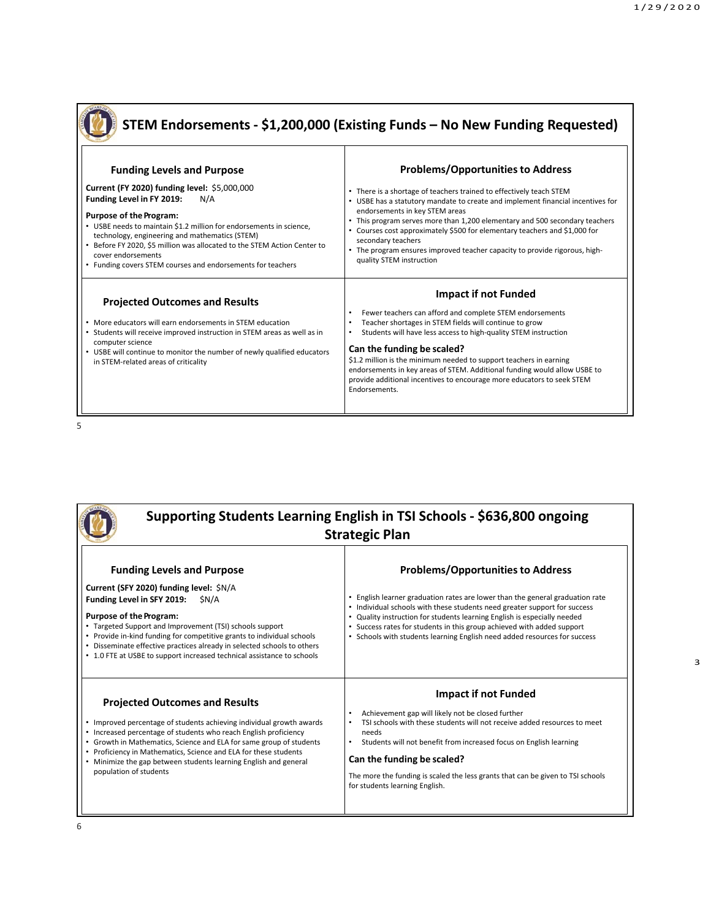## STEM Endorsements - $1,200,000 (Existing Funds – No New Funding Requested)

### Funding Levels and Purpose

**Current (FY 2020) funding level:** $5,000,000
**Funding Level in FY 2019:** N/A

**Purpose of the Program:**

- USBE needs to maintain $1.2 million for endorsements in science, technology, engineering and mathematics (STEM)
- Before FY 2020, $5 million was allocated to the STEM Action Center to cover endorsements
- Funding covers STEM courses and endorsements for teachers

### Problems/Opportunities to Address

- There is a shortage of teachers trained to effectively teach STEM
- USBE has a statutory mandate to create and implement financial incentives for endorsements in key STEM areas
- This program serves more than 1,200 elementary and 500 secondary teachers
- Courses cost approximately $500 for elementary teachers and $1,000 for secondary teachers
- The program ensures improved teacher capacity to provide rigorous, high-quality STEM instruction

### Projected Outcomes and Results

- More educators will earn endorsements in STEM education
- Students will receive improved instruction in STEM areas as well as in computer science
- USBE will continue to monitor the number of newly qualified educators in STEM-related areas of criticality

### Impact if not Funded

- Fewer teachers can afford and complete STEM endorsements
- Teacher shortages in STEM fields will continue to grow
- Students will have less access to high-quality STEM instruction

**Can the funding be scaled?**

$1.2 million is the minimum needed to support teachers in earning endorsements in key areas of STEM. Additional funding would allow USBE to provide additional incentives to encourage more educators to seek STEM Endorsements.

## Supporting Students Learning English in TSI Schools - $636,800 ongoing Strategic Plan

### Funding Levels and Purpose

**Current (SFY 2020) funding level:** $N/A
**Funding Level in SFY 2019:** $N/A

**Purpose of the Program:**

- Targeted Support and Improvement (TSI) schools support
- Provide in-kind funding for competitive grants to individual schools
- Disseminate effective practices already in selected schools to others
- 1.0 FTE at USBE to support increased technical assistance to schools

### Problems/Opportunities to Address

- English learner graduation rates are lower than the general graduation rate
- Individual schools with these students need greater support for success
- Quality instruction for students learning English is especially needed
- Success rates for students in this group achieved with added support
- Schools with students learning English need added resources for success

### Projected Outcomes and Results

- Improved percentage of students achieving individual growth awards
- Increased percentage of students who reach English proficiency
- Growth in Mathematics, Science and ELA for same group of students
- Proficiency in Mathematics, Science and ELA for these students
- Minimize the gap between students learning English and general population of students

### Impact if not Funded

- Achievement gap will likely not be closed further
- TSI schools with these students will not receive added resources to meet needs
- Students will not benefit from increased focus on English learning

**Can the funding be scaled?**

The more the funding is scaled the less grants that can be given to TSI schools for students learning English.